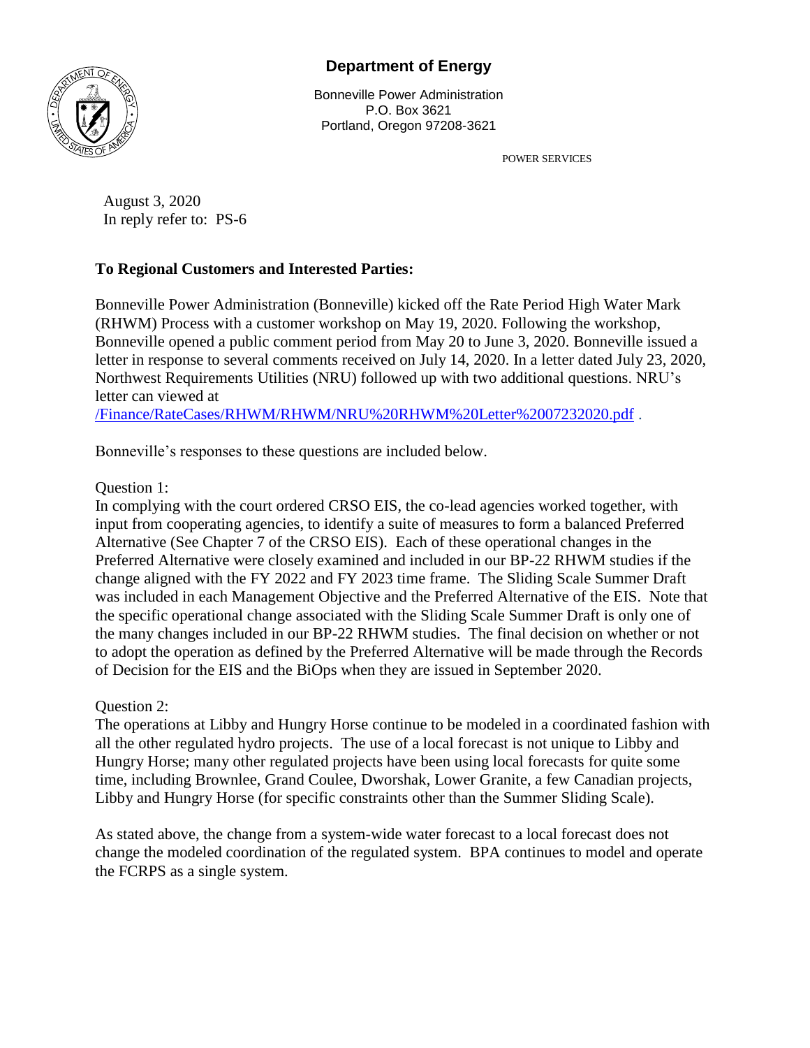**Department of Energy**

Bonneville Power Administration
P.O. Box 3621
Portland, Oregon 97208-3621

POWER SERVICES

August 3, 2020
In reply refer to: PS-6

**To Regional Customers and Interested Parties:**

Bonneville Power Administration (Bonneville) kicked off the Rate Period High Water Mark (RHWM) Process with a customer workshop on May 19, 2020. Following the workshop, Bonneville opened a public comment period from May 20 to June 3, 2020. Bonneville issued a letter in response to several comments received on July 14, 2020. In a letter dated July 23, 2020, Northwest Requirements Utilities (NRU) followed up with two additional questions. NRU's letter can viewed at /Finance/RateCases/RHWM/RHWM/NRU%20RHWM%20Letter%2007232020.pdf .

Bonneville's responses to these questions are included below.

Question 1:
In complying with the court ordered CRSO EIS, the co-lead agencies worked together, with input from cooperating agencies, to identify a suite of measures to form a balanced Preferred Alternative (See Chapter 7 of the CRSO EIS). Each of these operational changes in the Preferred Alternative were closely examined and included in our BP-22 RHWM studies if the change aligned with the FY 2022 and FY 2023 time frame. The Sliding Scale Summer Draft was included in each Management Objective and the Preferred Alternative of the EIS. Note that the specific operational change associated with the Sliding Scale Summer Draft is only one of the many changes included in our BP-22 RHWM studies. The final decision on whether or not to adopt the operation as defined by the Preferred Alternative will be made through the Records of Decision for the EIS and the BiOps when they are issued in September 2020.

Question 2:
The operations at Libby and Hungry Horse continue to be modeled in a coordinated fashion with all the other regulated hydro projects. The use of a local forecast is not unique to Libby and Hungry Horse; many other regulated projects have been using local forecasts for quite some time, including Brownlee, Grand Coulee, Dworshak, Lower Granite, a few Canadian projects, Libby and Hungry Horse (for specific constraints other than the Summer Sliding Scale).

As stated above, the change from a system-wide water forecast to a local forecast does not change the modeled coordination of the regulated system. BPA continues to model and operate the FCRPS as a single system.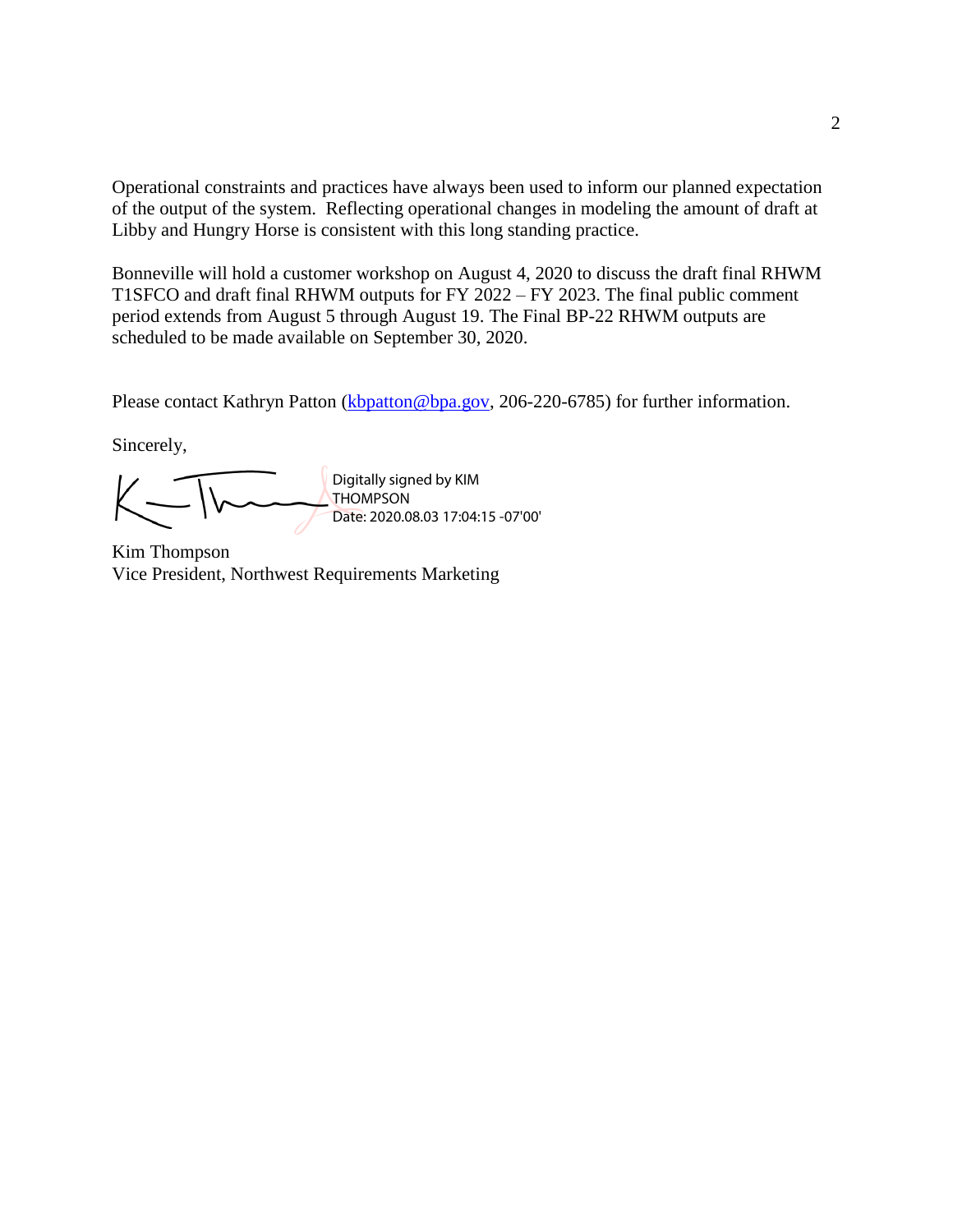Operational constraints and practices have always been used to inform our planned expectation of the output of the system. Reflecting operational changes in modeling the amount of draft at Libby and Hungry Horse is consistent with this long standing practice.

Bonneville will hold a customer workshop on August 4, 2020 to discuss the draft final RHWM T1SFCO and draft final RHWM outputs for FY 2022 – FY 2023. The final public comment period extends from August 5 through August 19. The Final BP-22 RHWM outputs are scheduled to be made available on September 30, 2020.

Please contact Kathryn Patton (kbpatton@bpa.gov, 206-220-6785) for further information.

Sincerely,

Digitally signed by KIM THOMPSON
Date: 2020.08.03 17:04:15 -07'00'

Kim Thompson
Vice President, Northwest Requirements Marketing